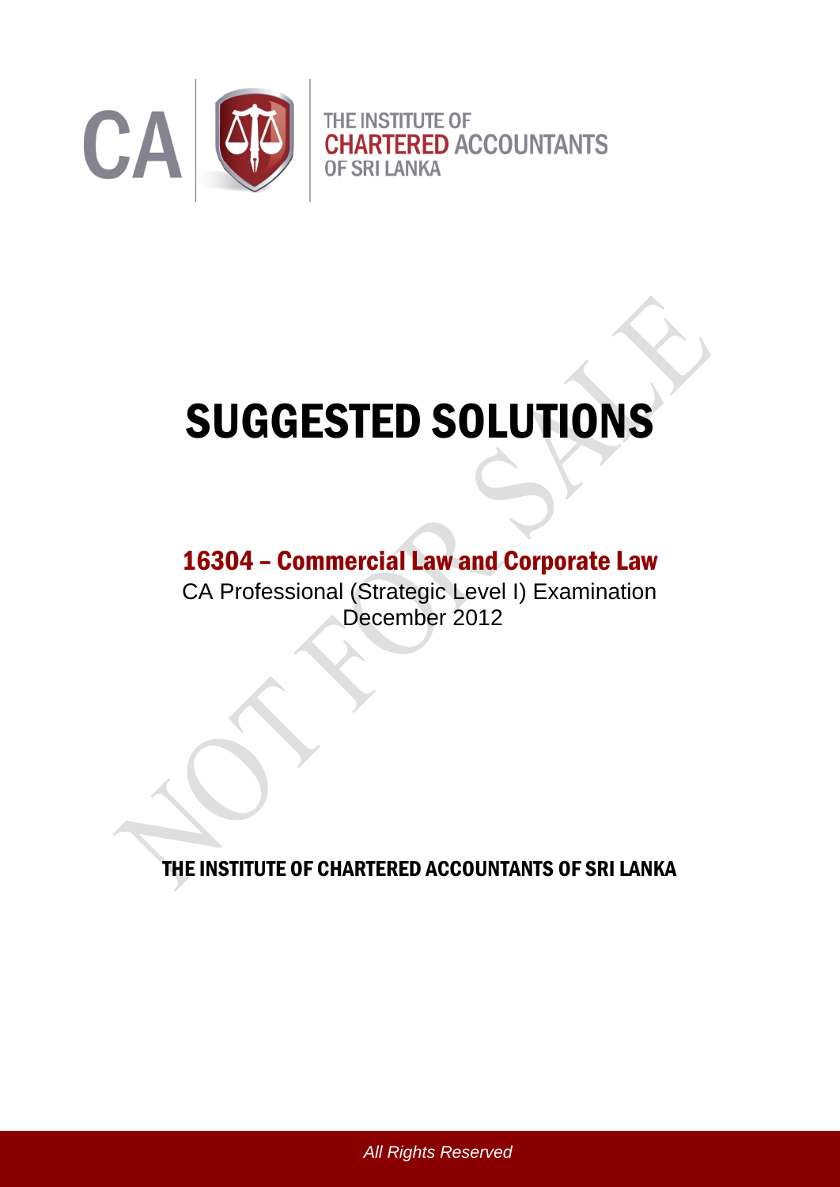CA

THE INSTITUTE OF CHARTERED ACCOUNTANTS OF SRI LANKA

# SUGGESTED SOLUTIONS

## 16304 – Commercial Law and Corporate Law

CA Professional (Strategic Level I) Examination

December 2012

**THE INSTITUTE OF CHARTERED ACCOUNTANTS OF SRI LANKA**

*All Rights Reserved*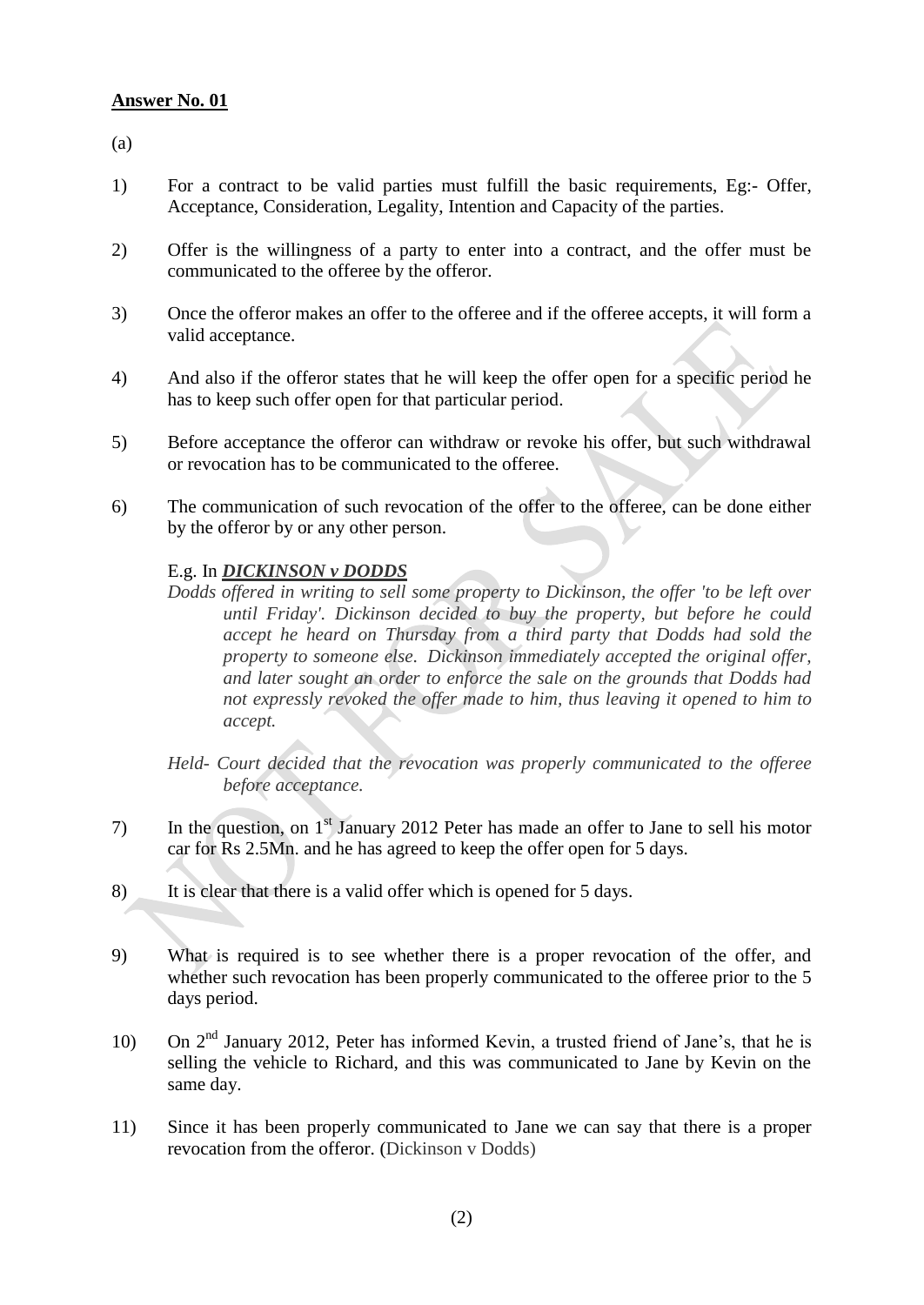**Answer No. 01**

(a)

1) For a contract to be valid parties must fulfill the basic requirements, Eg:- Offer, Acceptance, Consideration, Legality, Intention and Capacity of the parties.

2) Offer is the willingness of a party to enter into a contract, and the offer must be communicated to the offeree by the offeror.

3) Once the offeror makes an offer to the offeree and if the offeree accepts, it will form a valid acceptance.

4) And also if the offeror states that he will keep the offer open for a specific period he has to keep such offer open for that particular period.

5) Before acceptance the offeror can withdraw or revoke his offer, but such withdrawal or revocation has to be communicated to the offeree.

6) The communication of such revocation of the offer to the offeree, can be done either by the offeror by or any other person.

   E.g. In ***DICKINSON v DODDS***

   *Dodds offered in writing to sell some property to Dickinson, the offer 'to be left over until Friday'. Dickinson decided to buy the property, but before he could accept he heard on Thursday from a third party that Dodds had sold the property to someone else. Dickinson immediately accepted the original offer, and later sought an order to enforce the sale on the grounds that Dodds had not expressly revoked the offer made to him, thus leaving it opened to him to accept.*

   *Held- Court decided that the revocation was properly communicated to the offeree before acceptance.*

7) In the question, on 1st January 2012 Peter has made an offer to Jane to sell his motor car for Rs 2.5Mn. and he has agreed to keep the offer open for 5 days.

8) It is clear that there is a valid offer which is opened for 5 days.

9) What is required is to see whether there is a proper revocation of the offer, and whether such revocation has been properly communicated to the offeree prior to the 5 days period.

10) On 2nd January 2012, Peter has informed Kevin, a trusted friend of Jane's, that he is selling the vehicle to Richard, and this was communicated to Jane by Kevin on the same day.

11) Since it has been properly communicated to Jane we can say that there is a proper revocation from the offeror. (Dickinson v Dodds)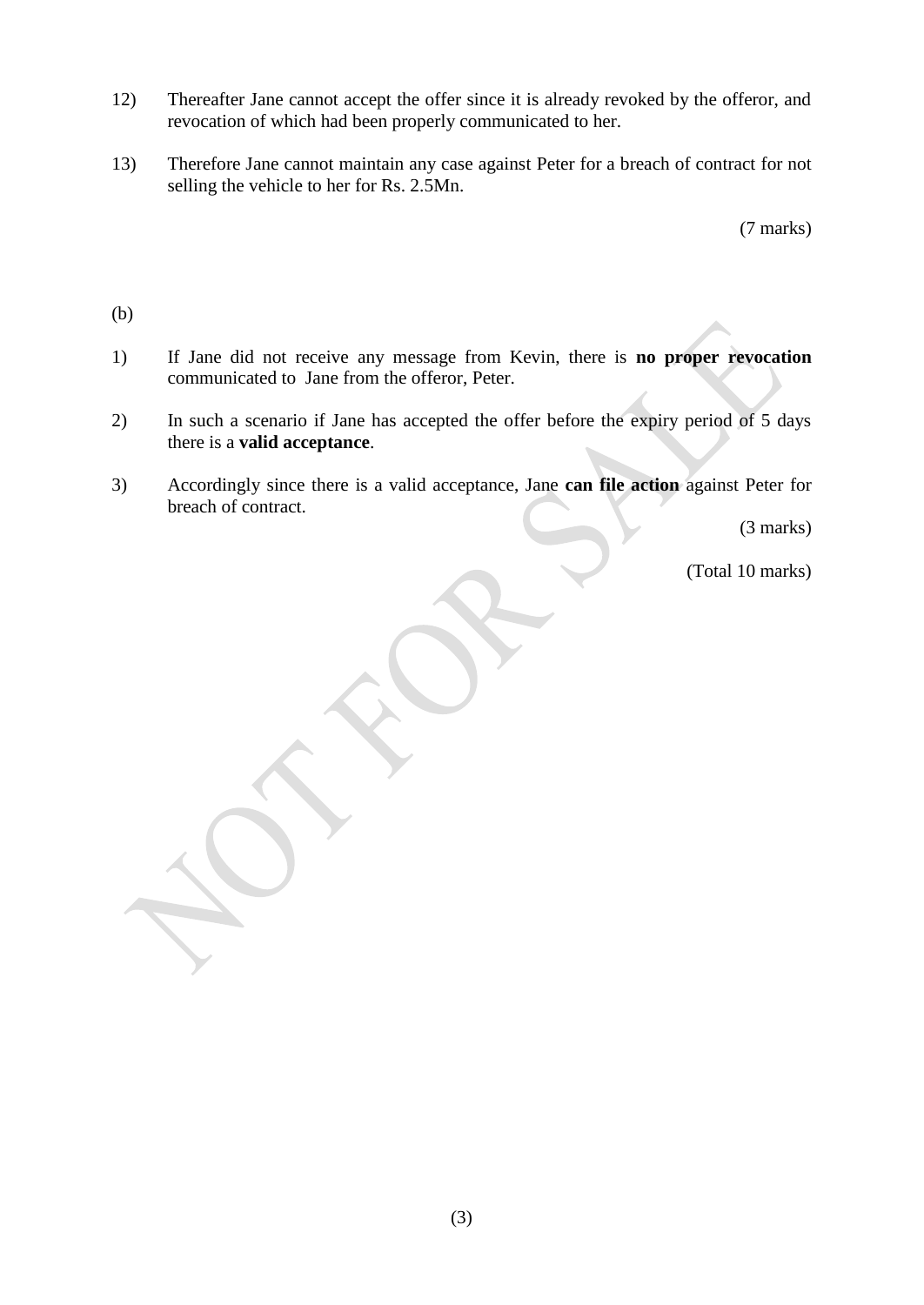12) Thereafter Jane cannot accept the offer since it is already revoked by the offeror, and revocation of which had been properly communicated to her.

13) Therefore Jane cannot maintain any case against Peter for a breach of contract for not selling the vehicle to her for Rs. 2.5Mn.

(7 marks)

(b)

1) If Jane did not receive any message from Kevin, there is **no proper revocation** communicated to Jane from the offeror, Peter.

2) In such a scenario if Jane has accepted the offer before the expiry period of 5 days there is a **valid acceptance**.

3) Accordingly since there is a valid acceptance, Jane **can file action** against Peter for breach of contract.

(3 marks)

(Total 10 marks)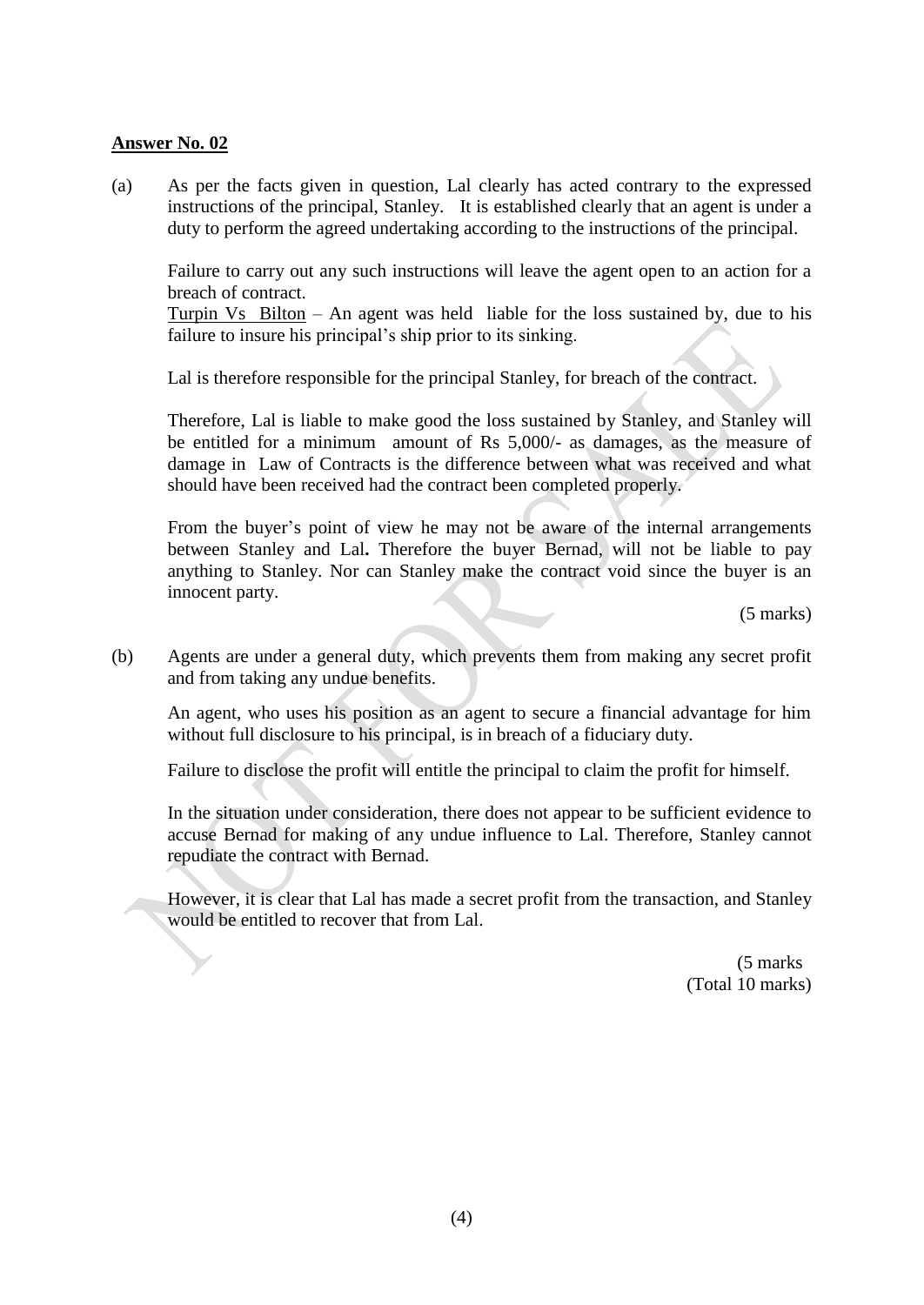**Answer No. 02**

(a) As per the facts given in question, Lal clearly has acted contrary to the expressed instructions of the principal, Stanley. It is established clearly that an agent is under a duty to perform the agreed undertaking according to the instructions of the principal.

Failure to carry out any such instructions will leave the agent open to an action for a breach of contract.

Turpin Vs Bilton – An agent was held liable for the loss sustained by, due to his failure to insure his principal's ship prior to its sinking.

Lal is therefore responsible for the principal Stanley, for breach of the contract.

Therefore, Lal is liable to make good the loss sustained by Stanley, and Stanley will be entitled for a minimum amount of Rs 5,000/- as damages, as the measure of damage in Law of Contracts is the difference between what was received and what should have been received had the contract been completed properly.

From the buyer's point of view he may not be aware of the internal arrangements between Stanley and Lal**.** Therefore the buyer Bernad, will not be liable to pay anything to Stanley. Nor can Stanley make the contract void since the buyer is an innocent party.

(5 marks)

(b) Agents are under a general duty, which prevents them from making any secret profit and from taking any undue benefits.

An agent, who uses his position as an agent to secure a financial advantage for him without full disclosure to his principal, is in breach of a fiduciary duty.

Failure to disclose the profit will entitle the principal to claim the profit for himself.

In the situation under consideration, there does not appear to be sufficient evidence to accuse Bernad for making of any undue influence to Lal. Therefore, Stanley cannot repudiate the contract with Bernad.

However, it is clear that Lal has made a secret profit from the transaction, and Stanley would be entitled to recover that from Lal.

(5 marks
(Total 10 marks)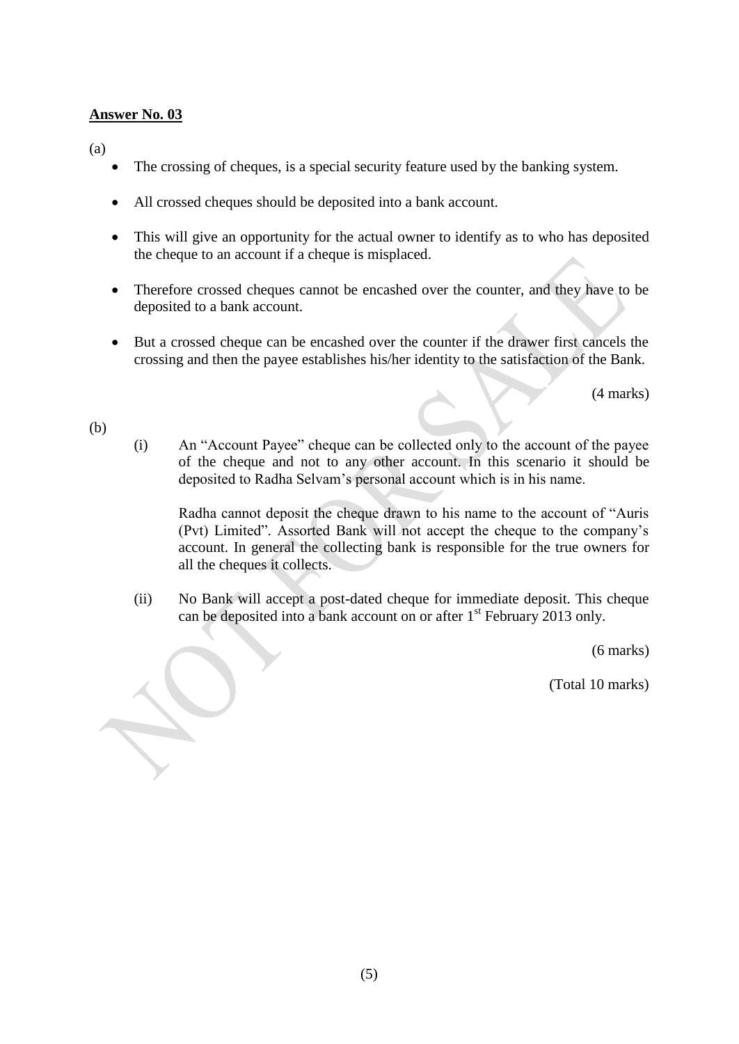**Answer No. 03**

(a)

- The crossing of cheques, is a special security feature used by the banking system.
- All crossed cheques should be deposited into a bank account.
- This will give an opportunity for the actual owner to identify as to who has deposited the cheque to an account if a cheque is misplaced.
- Therefore crossed cheques cannot be encashed over the counter, and they have to be deposited to a bank account.
- But a crossed cheque can be encashed over the counter if the drawer first cancels the crossing and then the payee establishes his/her identity to the satisfaction of the Bank.

(4 marks)

(b)

(i) An "Account Payee" cheque can be collected only to the account of the payee of the cheque and not to any other account. In this scenario it should be deposited to Radha Selvam's personal account which is in his name.

Radha cannot deposit the cheque drawn to his name to the account of "Auris (Pvt) Limited". Assorted Bank will not accept the cheque to the company's account. In general the collecting bank is responsible for the true owners for all the cheques it collects.

(ii) No Bank will accept a post-dated cheque for immediate deposit. This cheque can be deposited into a bank account on or after 1st February 2013 only.

(6 marks)

(Total 10 marks)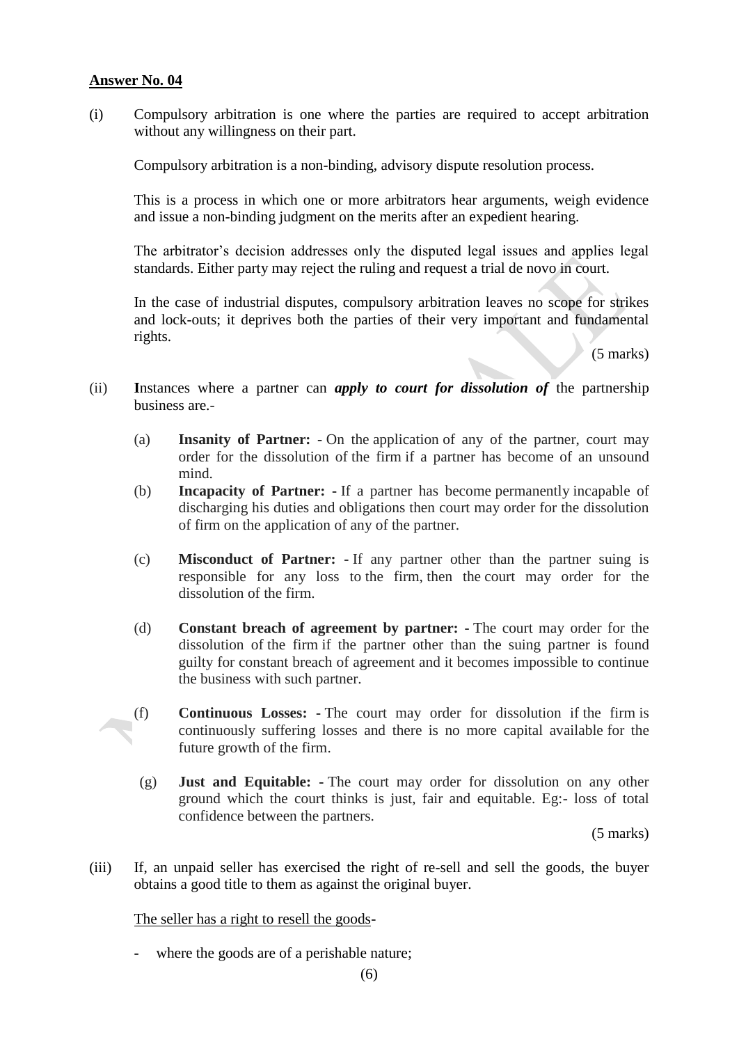**Answer No. 04**

(i) Compulsory arbitration is one where the parties are required to accept arbitration without any willingness on their part.

Compulsory arbitration is a non-binding, advisory dispute resolution process.

This is a process in which one or more arbitrators hear arguments, weigh evidence and issue a non-binding judgment on the merits after an expedient hearing.

The arbitrator's decision addresses only the disputed legal issues and applies legal standards. Either party may reject the ruling and request a trial de novo in court.

In the case of industrial disputes, compulsory arbitration leaves no scope for strikes and lock-outs; it deprives both the parties of their very important and fundamental rights.

(5 marks)

(ii) **I**nstances where a partner can ***apply to court for dissolution of*** the partnership business are.-

(a) **Insanity of Partner:** - On the application of any of the partner, court may order for the dissolution of the firm if a partner has become of an unsound mind.

(b) **Incapacity of Partner:** - If a partner has become permanently incapable of discharging his duties and obligations then court may order for the dissolution of firm on the application of any of the partner.

(c) **Misconduct of Partner:** - If any partner other than the partner suing is responsible for any loss to the firm, then the court may order for the dissolution of the firm.

(d) **Constant breach of agreement by partner:** - The court may order for the dissolution of the firm if the partner other than the suing partner is found guilty for constant breach of agreement and it becomes impossible to continue the business with such partner.

(f) **Continuous Losses:** - The court may order for dissolution if the firm is continuously suffering losses and there is no more capital available for the future growth of the firm.

(g) **Just and Equitable:** - The court may order for dissolution on any other ground which the court thinks is just, fair and equitable. Eg:- loss of total confidence between the partners.

(5 marks)

(iii) If, an unpaid seller has exercised the right of re-sell and sell the goods, the buyer obtains a good title to them as against the original buyer.

<u>The seller has a right to resell the goods</u>-

- where the goods are of a perishable nature;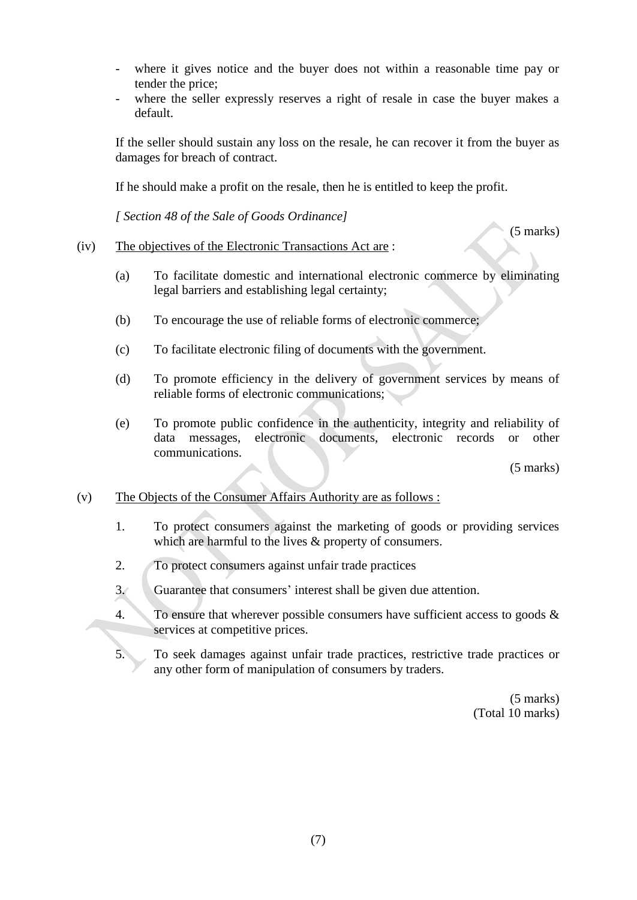- where it gives notice and the buyer does not within a reasonable time pay or tender the price;
- where the seller expressly reserves a right of resale in case the buyer makes a default.

If the seller should sustain any loss on the resale, he can recover it from the buyer as damages for breach of contract.

If he should make a profit on the resale, then he is entitled to keep the profit.

*[ Section 48 of the Sale of Goods Ordinance]*

(5 marks)

(iv) The objectives of the Electronic Transactions Act are :

(a) To facilitate domestic and international electronic commerce by eliminating legal barriers and establishing legal certainty;

(b) To encourage the use of reliable forms of electronic commerce;

(c) To facilitate electronic filing of documents with the government.

(d) To promote efficiency in the delivery of government services by means of reliable forms of electronic communications;

(e) To promote public confidence in the authenticity, integrity and reliability of data messages, electronic documents, electronic records or other communications.

(5 marks)

(v) The Objects of the Consumer Affairs Authority are as follows :

1. To protect consumers against the marketing of goods or providing services which are harmful to the lives & property of consumers.
2. To protect consumers against unfair trade practices
3. Guarantee that consumers' interest shall be given due attention.
4. To ensure that wherever possible consumers have sufficient access to goods & services at competitive prices.
5. To seek damages against unfair trade practices, restrictive trade practices or any other form of manipulation of consumers by traders.

(5 marks)
(Total 10 marks)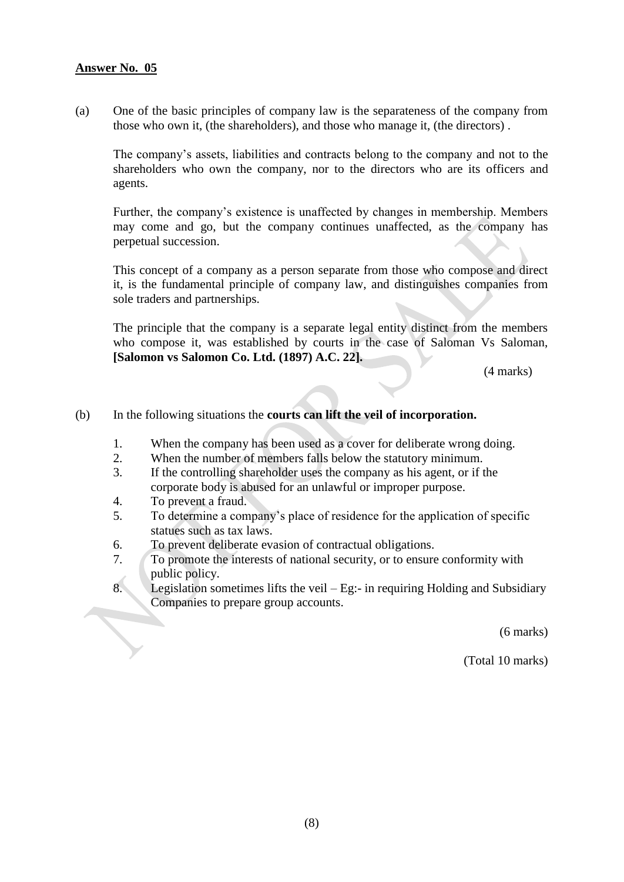**Answer No. 05**

(a) One of the basic principles of company law is the separateness of the company from those who own it, (the shareholders), and those who manage it, (the directors) .

The company's assets, liabilities and contracts belong to the company and not to the shareholders who own the company, nor to the directors who are its officers and agents.

Further, the company's existence is unaffected by changes in membership. Members may come and go, but the company continues unaffected, as the company has perpetual succession.

This concept of a company as a person separate from those who compose and direct it, is the fundamental principle of company law, and distinguishes companies from sole traders and partnerships.

The principle that the company is a separate legal entity distinct from the members who compose it, was established by courts in the case of Saloman Vs Saloman, **[Salomon vs Salomon Co. Ltd. (1897) A.C. 22].**

(4 marks)

(b) In the following situations the **courts can lift the veil of incorporation.**

1. When the company has been used as a cover for deliberate wrong doing.
2. When the number of members falls below the statutory minimum.
3. If the controlling shareholder uses the company as his agent, or if the corporate body is abused for an unlawful or improper purpose.
4. To prevent a fraud.
5. To determine a company's place of residence for the application of specific statues such as tax laws.
6. To prevent deliberate evasion of contractual obligations.
7. To promote the interests of national security, or to ensure conformity with public policy.
8. Legislation sometimes lifts the veil – Eg:- in requiring Holding and Subsidiary Companies to prepare group accounts.

(6 marks)

(Total 10 marks)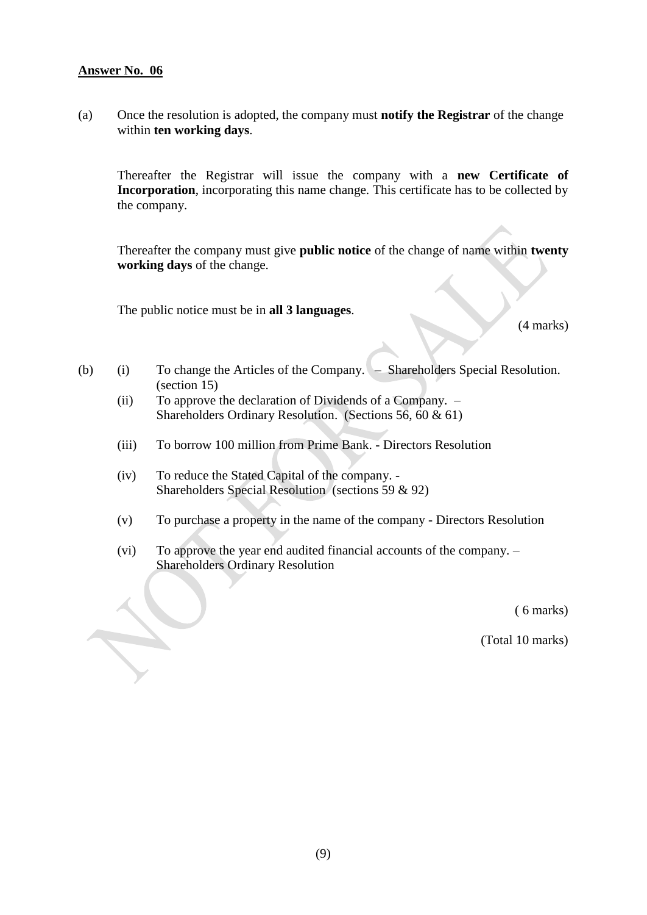**Answer No. 06**

(a) Once the resolution is adopted, the company must **notify the Registrar** of the change within **ten working days**.

Thereafter the Registrar will issue the company with a **new Certificate of Incorporation**, incorporating this name change. This certificate has to be collected by the company.

Thereafter the company must give **public notice** of the change of name within **twenty working days** of the change.

The public notice must be in **all 3 languages**.

(4 marks)

(b)
- (i) To change the Articles of the Company. – Shareholders Special Resolution. (section 15)
- (ii) To approve the declaration of Dividends of a Company. – Shareholders Ordinary Resolution. (Sections 56, 60 & 61)
- (iii) To borrow 100 million from Prime Bank. - Directors Resolution
- (iv) To reduce the Stated Capital of the company. - Shareholders Special Resolution (sections 59 & 92)
- (v) To purchase a property in the name of the company - Directors Resolution
- (vi) To approve the year end audited financial accounts of the company. – Shareholders Ordinary Resolution

( 6 marks)

(Total 10 marks)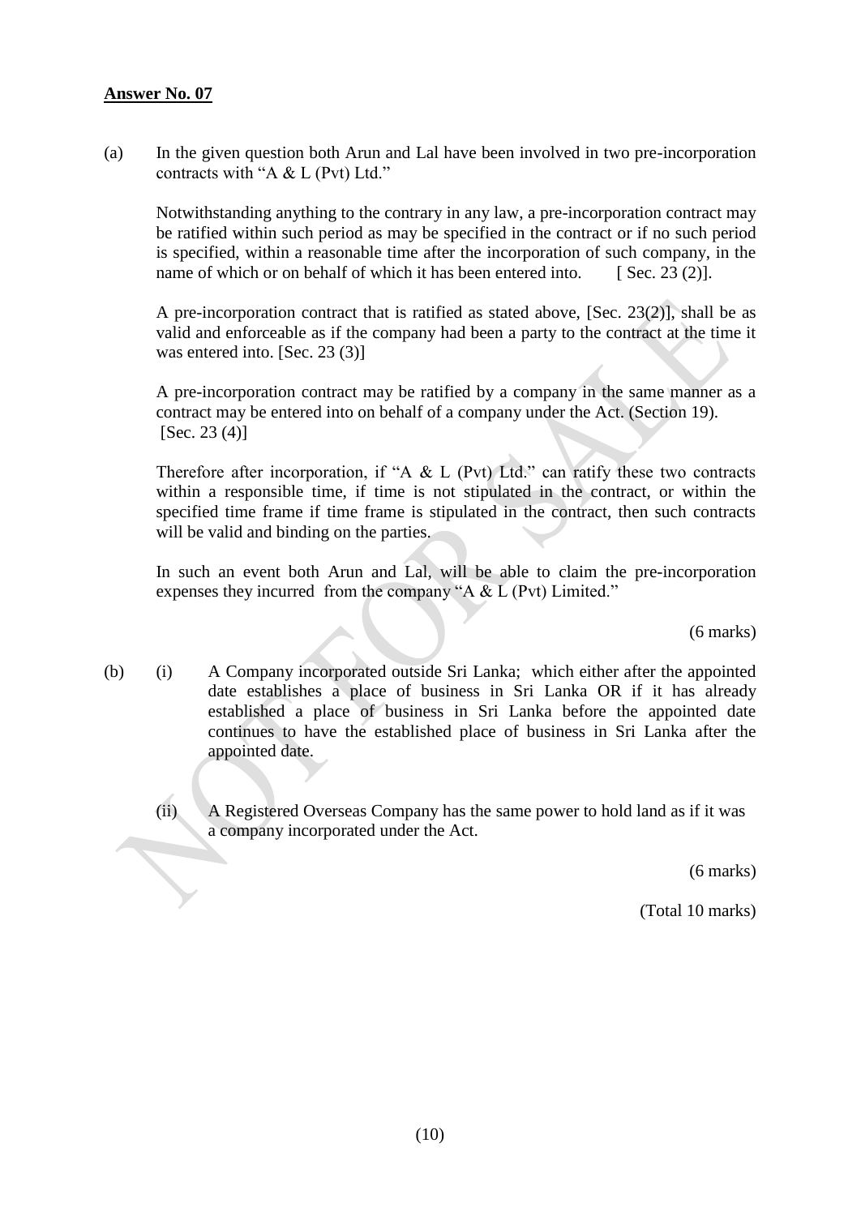**Answer No. 07**

(a) In the given question both Arun and Lal have been involved in two pre-incorporation contracts with "A & L (Pvt) Ltd."

Notwithstanding anything to the contrary in any law, a pre-incorporation contract may be ratified within such period as may be specified in the contract or if no such period is specified, within a reasonable time after the incorporation of such company, in the name of which or on behalf of which it has been entered into. [ Sec. 23 (2)].

A pre-incorporation contract that is ratified as stated above, [Sec. 23(2)], shall be as valid and enforceable as if the company had been a party to the contract at the time it was entered into. [Sec. 23 (3)]

A pre-incorporation contract may be ratified by a company in the same manner as a contract may be entered into on behalf of a company under the Act. (Section 19). [Sec. 23 (4)]

Therefore after incorporation, if "A & L (Pvt) Ltd." can ratify these two contracts within a responsible time, if time is not stipulated in the contract, or within the specified time frame if time frame is stipulated in the contract, then such contracts will be valid and binding on the parties.

In such an event both Arun and Lal, will be able to claim the pre-incorporation expenses they incurred from the company "A & L (Pvt) Limited."

(6 marks)

(b) (i) A Company incorporated outside Sri Lanka; which either after the appointed date establishes a place of business in Sri Lanka OR if it has already established a place of business in Sri Lanka before the appointed date continues to have the established place of business in Sri Lanka after the appointed date.

(ii) A Registered Overseas Company has the same power to hold land as if it was a company incorporated under the Act.

(6 marks)

(Total 10 marks)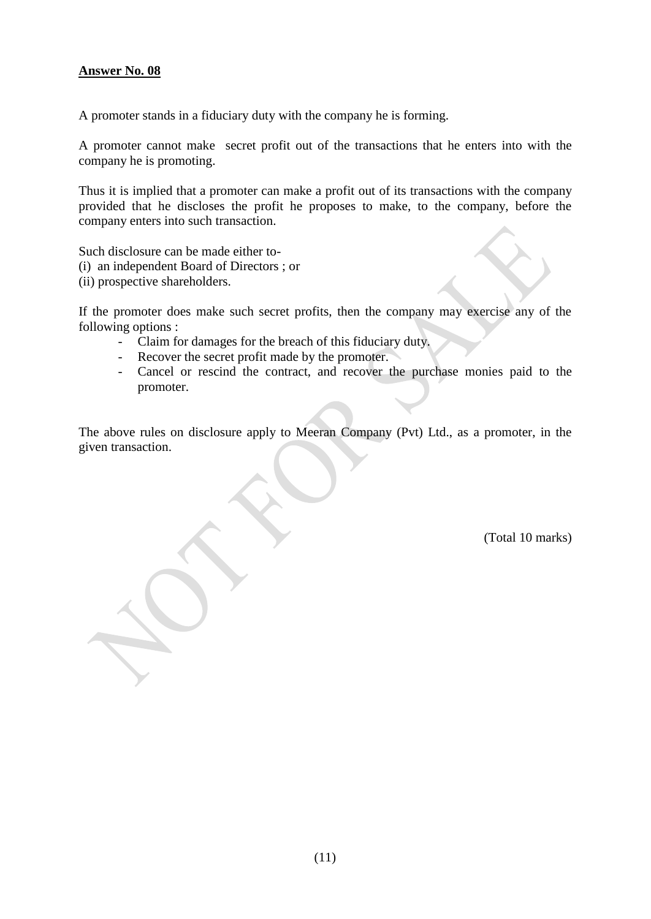**Answer No. 08**

A promoter stands in a fiduciary duty with the company he is forming.

A promoter cannot make secret profit out of the transactions that he enters into with the company he is promoting.

Thus it is implied that a promoter can make a profit out of its transactions with the company provided that he discloses the profit he proposes to make, to the company, before the company enters into such transaction.

Such disclosure can be made either to-
(i) an independent Board of Directors ; or
(ii) prospective shareholders.

If the promoter does make such secret profits, then the company may exercise any of the following options :

- Claim for damages for the breach of this fiduciary duty.
- Recover the secret profit made by the promoter.
- Cancel or rescind the contract, and recover the purchase monies paid to the promoter.

The above rules on disclosure apply to Meeran Company (Pvt) Ltd., as a promoter, in the given transaction.

(Total 10 marks)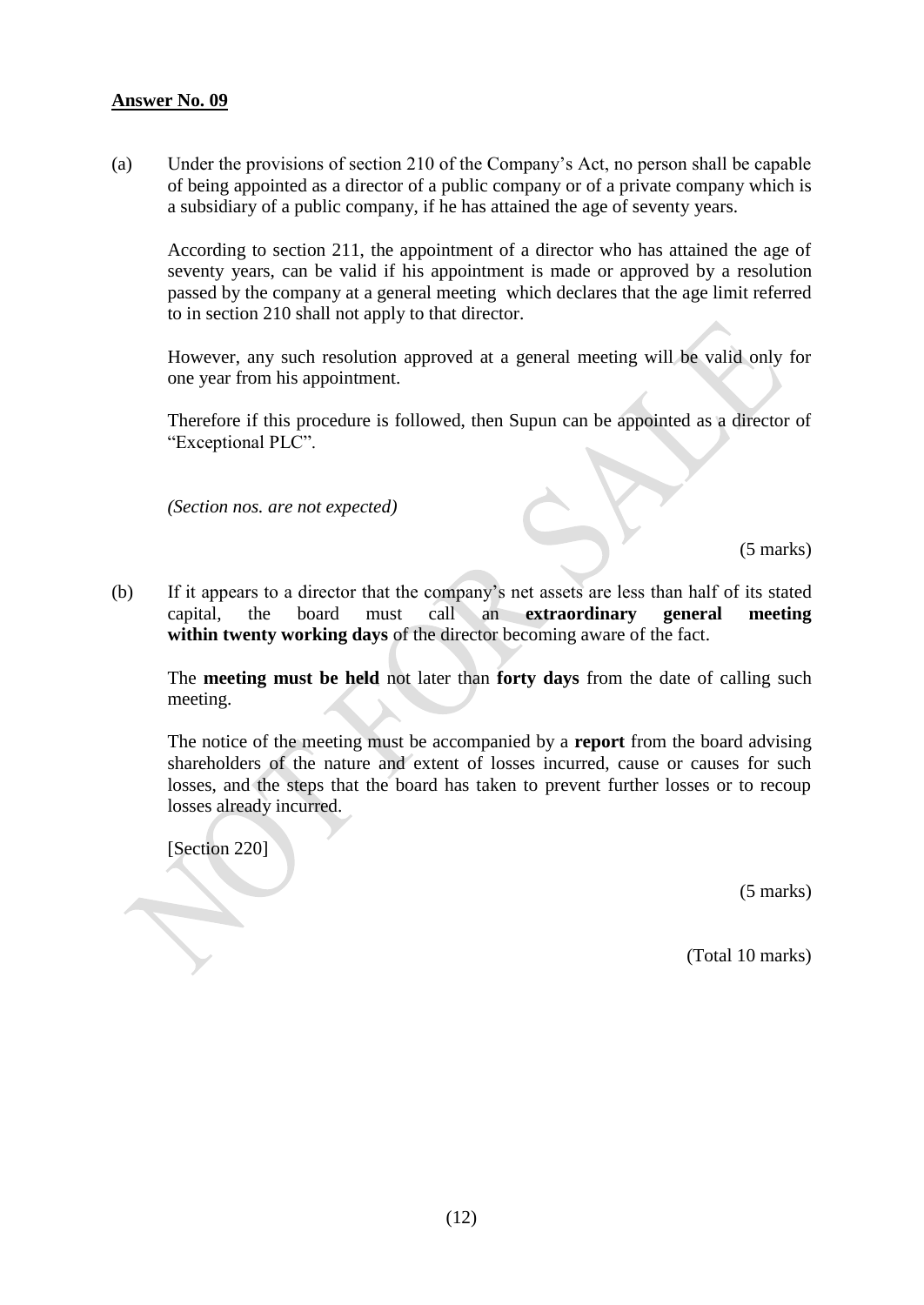**Answer No. 09**

(a) Under the provisions of section 210 of the Company's Act, no person shall be capable of being appointed as a director of a public company or of a private company which is a subsidiary of a public company, if he has attained the age of seventy years.

According to section 211, the appointment of a director who has attained the age of seventy years, can be valid if his appointment is made or approved by a resolution passed by the company at a general meeting which declares that the age limit referred to in section 210 shall not apply to that director.

However, any such resolution approved at a general meeting will be valid only for one year from his appointment.

Therefore if this procedure is followed, then Supun can be appointed as a director of "Exceptional PLC".

*(Section nos. are not expected)*

(5 marks)

(b) If it appears to a director that the company's net assets are less than half of its stated capital, the board must call an **extraordinary general meeting within twenty working days** of the director becoming aware of the fact.

The **meeting must be held** not later than **forty days** from the date of calling such meeting.

The notice of the meeting must be accompanied by a **report** from the board advising shareholders of the nature and extent of losses incurred, cause or causes for such losses, and the steps that the board has taken to prevent further losses or to recoup losses already incurred.

[Section 220]

(5 marks)

(Total 10 marks)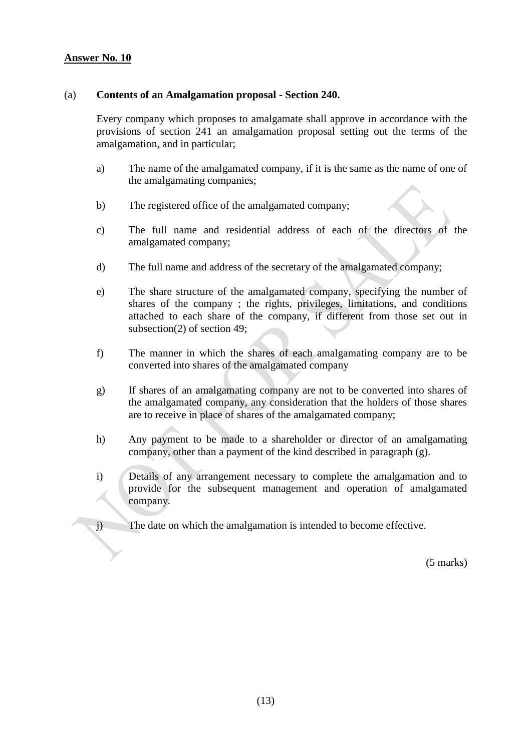**Answer No. 10**

(a) **Contents of an Amalgamation proposal - Section 240.**

Every company which proposes to amalgamate shall approve in accordance with the provisions of section 241 an amalgamation proposal setting out the terms of the amalgamation, and in particular;

a) The name of the amalgamated company, if it is the same as the name of one of the amalgamating companies;

b) The registered office of the amalgamated company;

c) The full name and residential address of each of the directors of the amalgamated company;

d) The full name and address of the secretary of the amalgamated company;

e) The share structure of the amalgamated company, specifying the number of shares of the company ; the rights, privileges, limitations, and conditions attached to each share of the company, if different from those set out in subsection(2) of section 49;

f) The manner in which the shares of each amalgamating company are to be converted into shares of the amalgamated company

g) If shares of an amalgamating company are not to be converted into shares of the amalgamated company, any consideration that the holders of those shares are to receive in place of shares of the amalgamated company;

h) Any payment to be made to a shareholder or director of an amalgamating company, other than a payment of the kind described in paragraph (g).

i) Details of any arrangement necessary to complete the amalgamation and to provide for the subsequent management and operation of amalgamated company.

j) The date on which the amalgamation is intended to become effective.

(5 marks)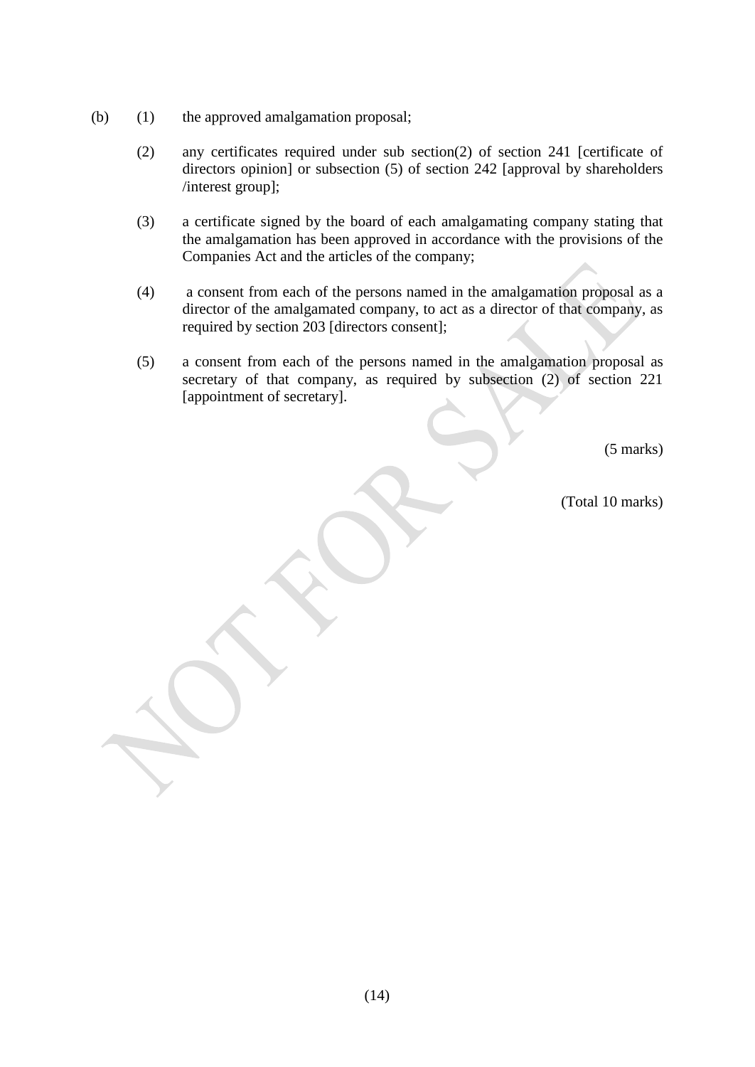(b) (1) the approved amalgamation proposal;

(2) any certificates required under sub section(2) of section 241 [certificate of directors opinion] or subsection (5) of section 242 [approval by shareholders /interest group];

(3) a certificate signed by the board of each amalgamating company stating that the amalgamation has been approved in accordance with the provisions of the Companies Act and the articles of the company;

(4) a consent from each of the persons named in the amalgamation proposal as a director of the amalgamated company, to act as a director of that company, as required by section 203 [directors consent];

(5) a consent from each of the persons named in the amalgamation proposal as secretary of that company, as required by subsection (2) of section 221 [appointment of secretary].

(5 marks)

(Total 10 marks)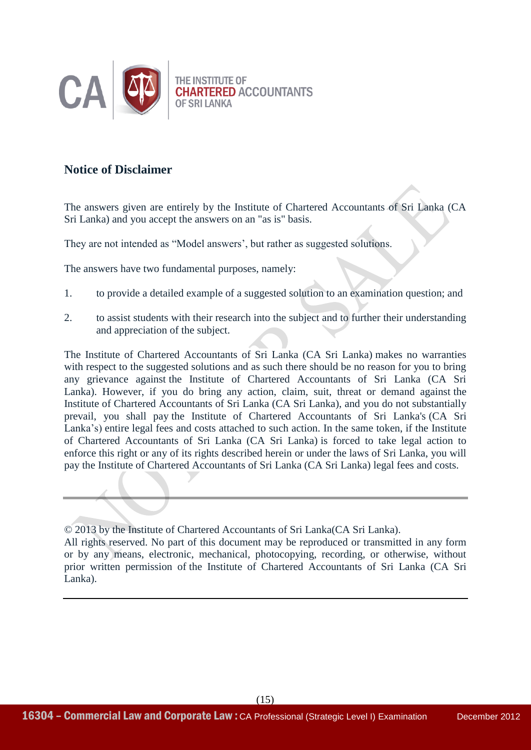THE INSTITUTE OF CHARTERED ACCOUNTANTS OF SRI LANKA

## Notice of Disclaimer

The answers given are entirely by the Institute of Chartered Accountants of Sri Lanka (CA Sri Lanka) and you accept the answers on an "as is" basis.

They are not intended as "Model answers', but rather as suggested solutions.

The answers have two fundamental purposes, namely:

1. to provide a detailed example of a suggested solution to an examination question; and
2. to assist students with their research into the subject and to further their understanding and appreciation of the subject.

The Institute of Chartered Accountants of Sri Lanka (CA Sri Lanka) makes no warranties with respect to the suggested solutions and as such there should be no reason for you to bring any grievance against the Institute of Chartered Accountants of Sri Lanka (CA Sri Lanka). However, if you do bring any action, claim, suit, threat or demand against the Institute of Chartered Accountants of Sri Lanka (CA Sri Lanka), and you do not substantially prevail, you shall pay the Institute of Chartered Accountants of Sri Lanka's (CA Sri Lanka's) entire legal fees and costs attached to such action. In the same token, if the Institute of Chartered Accountants of Sri Lanka (CA Sri Lanka) is forced to take legal action to enforce this right or any of its rights described herein or under the laws of Sri Lanka, you will pay the Institute of Chartered Accountants of Sri Lanka (CA Sri Lanka) legal fees and costs.

---

© 2013 by the Institute of Chartered Accountants of Sri Lanka(CA Sri Lanka).
All rights reserved. No part of this document may be reproduced or transmitted in any form or by any means, electronic, mechanical, photocopying, recording, or otherwise, without prior written permission of the Institute of Chartered Accountants of Sri Lanka (CA Sri Lanka).

---